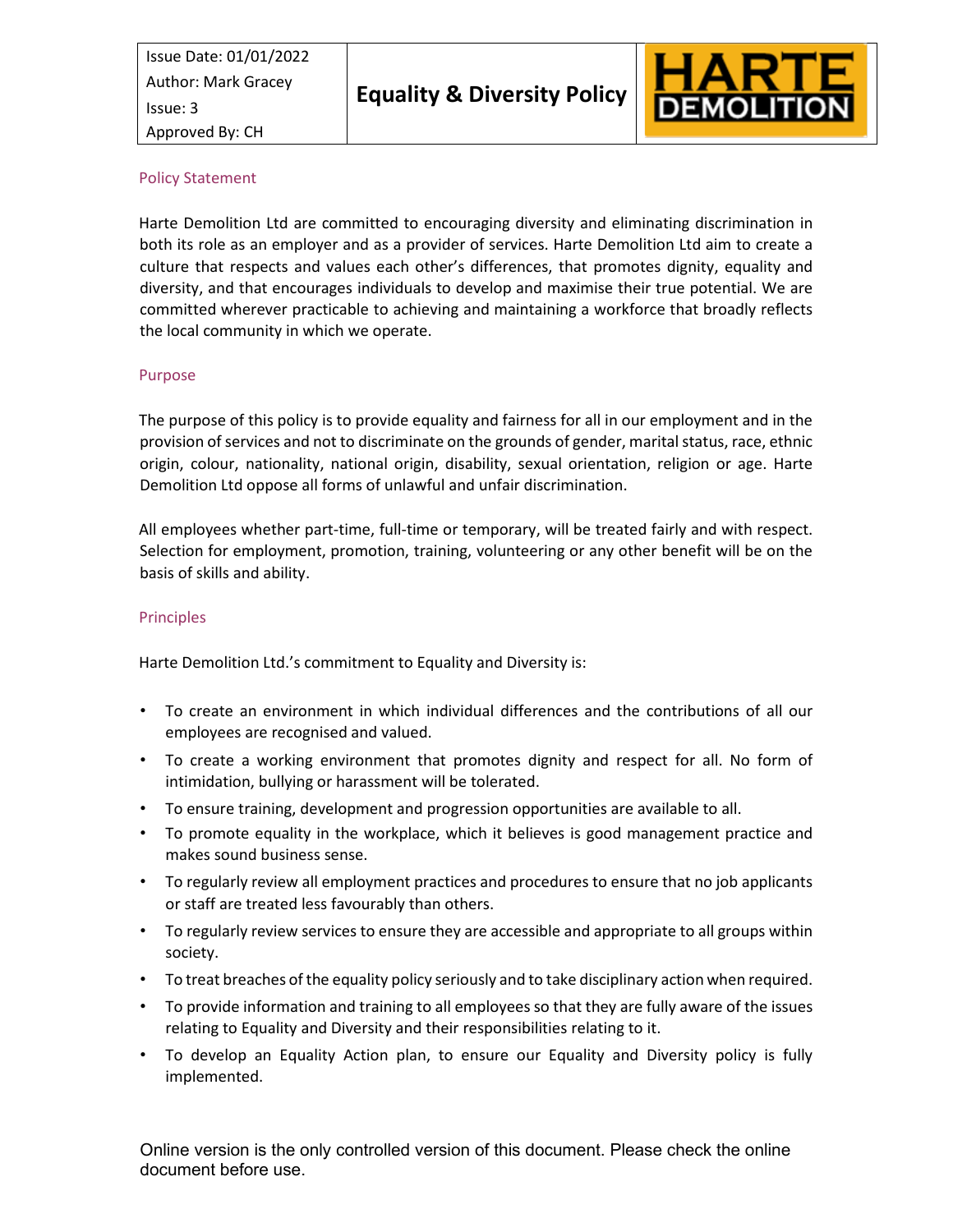| Issue Date: 01/01/2022<br>Author: Mark Gracey<br>Issue: 3<br>Approved By: CH | **Equality & Diversity Policy** | HARTE DEMOLITION |
|---|---|---|

## Policy Statement

Harte Demolition Ltd are committed to encouraging diversity and eliminating discrimination in both its role as an employer and as a provider of services. Harte Demolition Ltd aim to create a culture that respects and values each other's differences, that promotes dignity, equality and diversity, and that encourages individuals to develop and maximise their true potential. We are committed wherever practicable to achieving and maintaining a workforce that broadly reflects the local community in which we operate.

## Purpose

The purpose of this policy is to provide equality and fairness for all in our employment and in the provision of services and not to discriminate on the grounds of gender, marital status, race, ethnic origin, colour, nationality, national origin, disability, sexual orientation, religion or age. Harte Demolition Ltd oppose all forms of unlawful and unfair discrimination.

All employees whether part-time, full-time or temporary, will be treated fairly and with respect. Selection for employment, promotion, training, volunteering or any other benefit will be on the basis of skills and ability.

## Principles

Harte Demolition Ltd.'s commitment to Equality and Diversity is:

- To create an environment in which individual differences and the contributions of all our employees are recognised and valued.
- To create a working environment that promotes dignity and respect for all. No form of intimidation, bullying or harassment will be tolerated.
- To ensure training, development and progression opportunities are available to all.
- To promote equality in the workplace, which it believes is good management practice and makes sound business sense.
- To regularly review all employment practices and procedures to ensure that no job applicants or staff are treated less favourably than others.
- To regularly review services to ensure they are accessible and appropriate to all groups within society.
- To treat breaches of the equality policy seriously and to take disciplinary action when required.
- To provide information and training to all employees so that they are fully aware of the issues relating to Equality and Diversity and their responsibilities relating to it.
- To develop an Equality Action plan, to ensure our Equality and Diversity policy is fully implemented.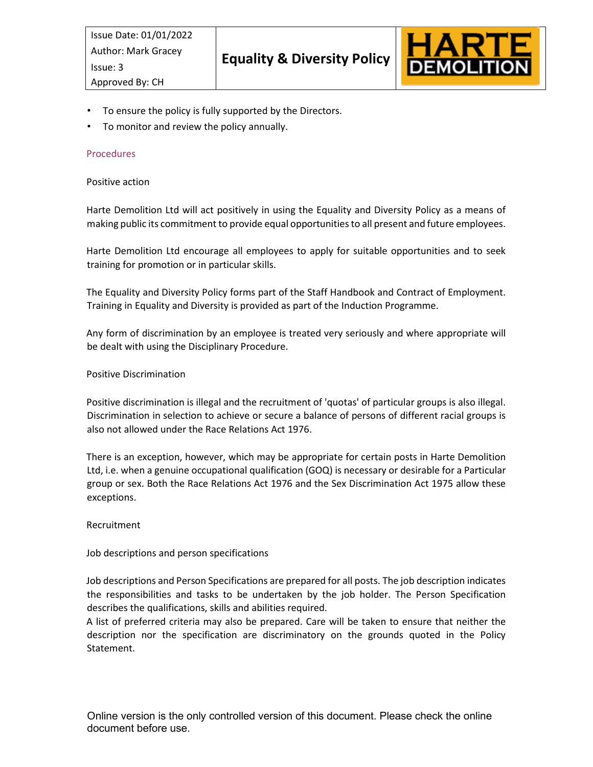- To ensure the policy is fully supported by the Directors.
- To monitor and review the policy annually.

## Procedures

### Positive action

Harte Demolition Ltd will act positively in using the Equality and Diversity Policy as a means of making public its commitment to provide equal opportunities to all present and future employees.

Harte Demolition Ltd encourage all employees to apply for suitable opportunities and to seek training for promotion or in particular skills.

The Equality and Diversity Policy forms part of the Staff Handbook and Contract of Employment. Training in Equality and Diversity is provided as part of the Induction Programme.

Any form of discrimination by an employee is treated very seriously and where appropriate will be dealt with using the Disciplinary Procedure.

### Positive Discrimination

Positive discrimination is illegal and the recruitment of 'quotas' of particular groups is also illegal. Discrimination in selection to achieve or secure a balance of persons of different racial groups is also not allowed under the Race Relations Act 1976.

There is an exception, however, which may be appropriate for certain posts in Harte Demolition Ltd, i.e. when a genuine occupational qualification (GOQ) is necessary or desirable for a Particular group or sex. Both the Race Relations Act 1976 and the Sex Discrimination Act 1975 allow these exceptions.

### Recruitment

#### Job descriptions and person specifications

Job descriptions and Person Specifications are prepared for all posts. The job description indicates the responsibilities and tasks to be undertaken by the job holder. The Person Specification describes the qualifications, skills and abilities required.
A list of preferred criteria may also be prepared. Care will be taken to ensure that neither the description nor the specification are discriminatory on the grounds quoted in the Policy Statement.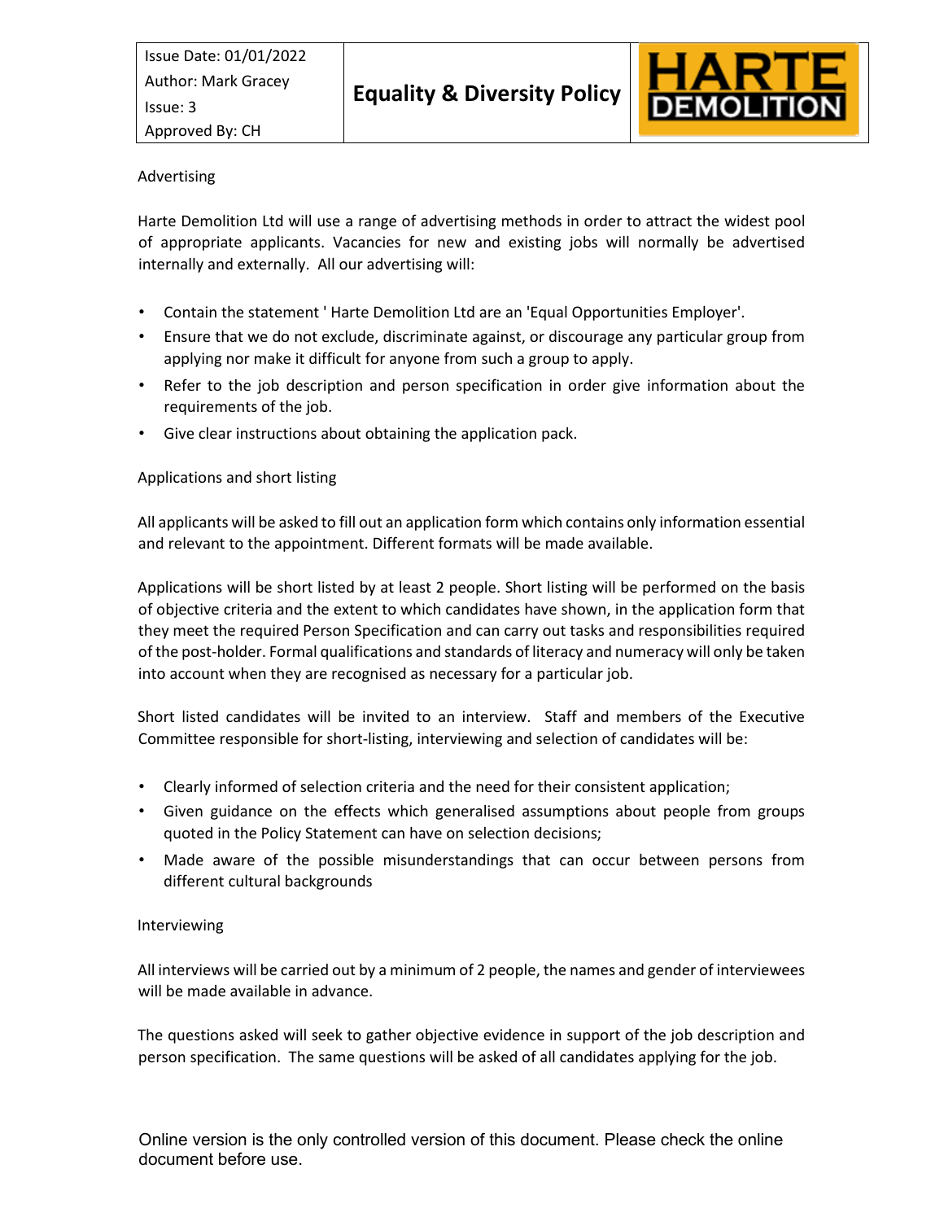Advertising

Harte Demolition Ltd will use a range of advertising methods in order to attract the widest pool of appropriate applicants. Vacancies for new and existing jobs will normally be advertised internally and externally. All our advertising will:

- Contain the statement ' Harte Demolition Ltd are an 'Equal Opportunities Employer'.
- Ensure that we do not exclude, discriminate against, or discourage any particular group from applying nor make it difficult for anyone from such a group to apply.
- Refer to the job description and person specification in order give information about the requirements of the job.
- Give clear instructions about obtaining the application pack.

Applications and short listing

All applicants will be asked to fill out an application form which contains only information essential and relevant to the appointment. Different formats will be made available.

Applications will be short listed by at least 2 people. Short listing will be performed on the basis of objective criteria and the extent to which candidates have shown, in the application form that they meet the required Person Specification and can carry out tasks and responsibilities required of the post-holder. Formal qualifications and standards of literacy and numeracy will only be taken into account when they are recognised as necessary for a particular job.

Short listed candidates will be invited to an interview. Staff and members of the Executive Committee responsible for short-listing, interviewing and selection of candidates will be:

- Clearly informed of selection criteria and the need for their consistent application;
- Given guidance on the effects which generalised assumptions about people from groups quoted in the Policy Statement can have on selection decisions;
- Made aware of the possible misunderstandings that can occur between persons from different cultural backgrounds

Interviewing

All interviews will be carried out by a minimum of 2 people, the names and gender of interviewees will be made available in advance.

The questions asked will seek to gather objective evidence in support of the job description and person specification. The same questions will be asked of all candidates applying for the job.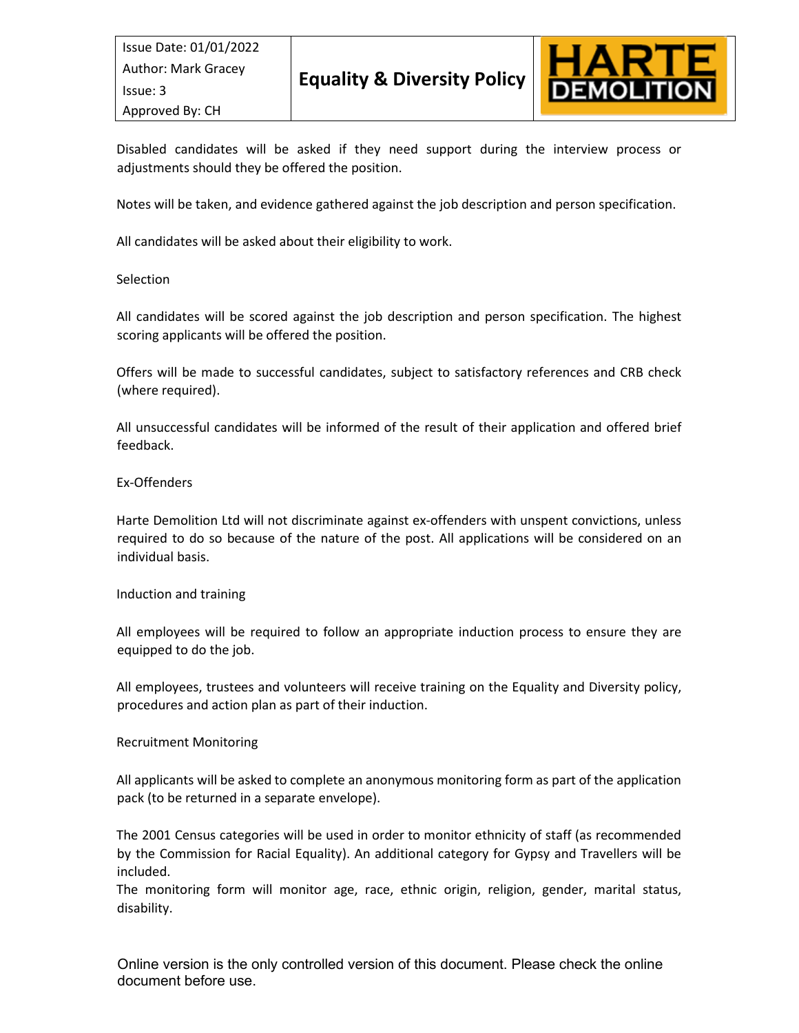Disabled candidates will be asked if they need support during the interview process or adjustments should they be offered the position.

Notes will be taken, and evidence gathered against the job description and person specification.

All candidates will be asked about their eligibility to work.

## Selection

All candidates will be scored against the job description and person specification. The highest scoring applicants will be offered the position.

Offers will be made to successful candidates, subject to satisfactory references and CRB check (where required).

All unsuccessful candidates will be informed of the result of their application and offered brief feedback.

## Ex-Offenders

Harte Demolition Ltd will not discriminate against ex-offenders with unspent convictions, unless required to do so because of the nature of the post. All applications will be considered on an individual basis.

## Induction and training

All employees will be required to follow an appropriate induction process to ensure they are equipped to do the job.

All employees, trustees and volunteers will receive training on the Equality and Diversity policy, procedures and action plan as part of their induction.

## Recruitment Monitoring

All applicants will be asked to complete an anonymous monitoring form as part of the application pack (to be returned in a separate envelope).

The 2001 Census categories will be used in order to monitor ethnicity of staff (as recommended by the Commission for Racial Equality). An additional category for Gypsy and Travellers will be included.
The monitoring form will monitor age, race, ethnic origin, religion, gender, marital status, disability.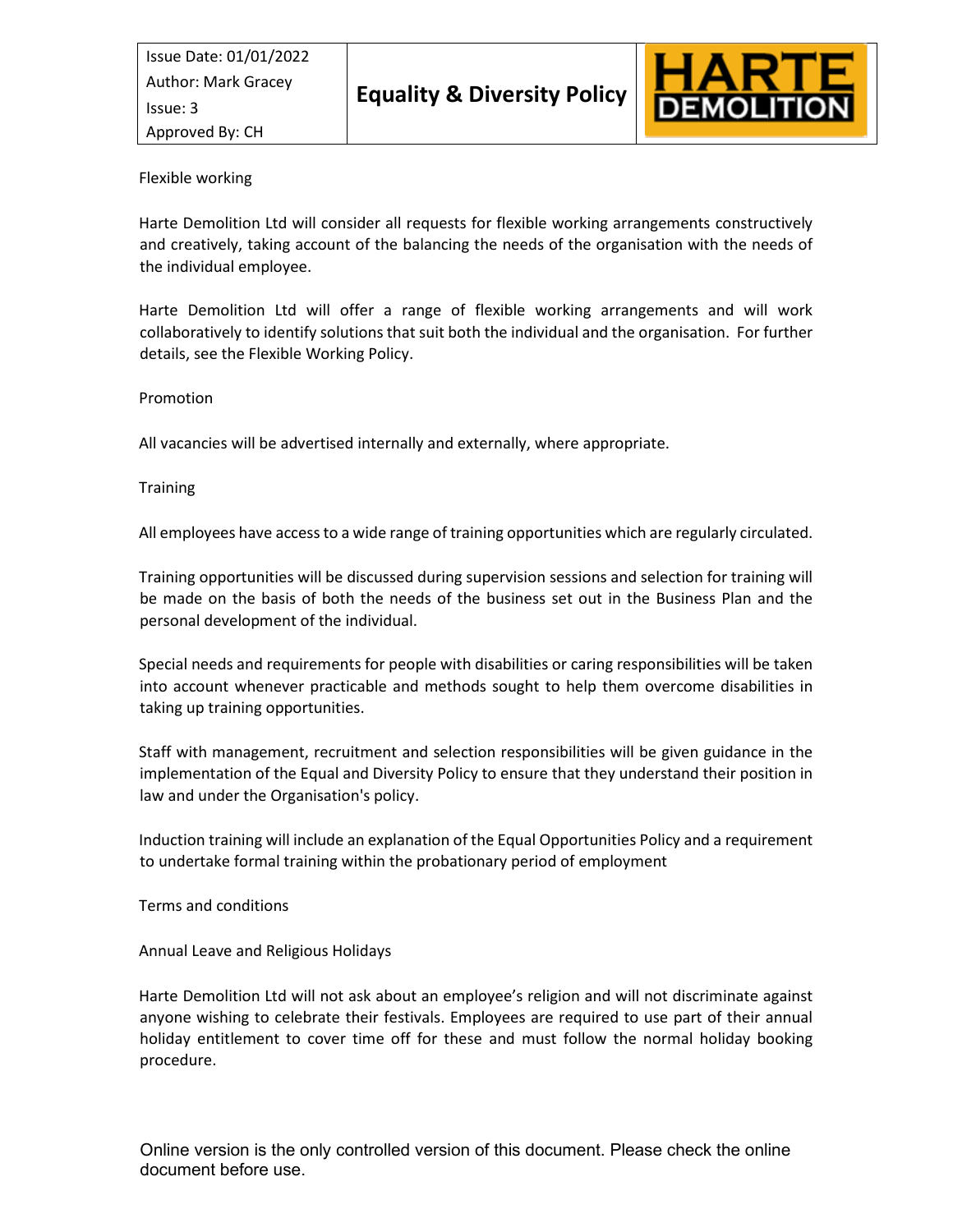Flexible working

Harte Demolition Ltd will consider all requests for flexible working arrangements constructively and creatively, taking account of the balancing the needs of the organisation with the needs of the individual employee.

Harte Demolition Ltd will offer a range of flexible working arrangements and will work collaboratively to identify solutions that suit both the individual and the organisation. For further details, see the Flexible Working Policy.

Promotion

All vacancies will be advertised internally and externally, where appropriate.

Training

All employees have access to a wide range of training opportunities which are regularly circulated.

Training opportunities will be discussed during supervision sessions and selection for training will be made on the basis of both the needs of the business set out in the Business Plan and the personal development of the individual.

Special needs and requirements for people with disabilities or caring responsibilities will be taken into account whenever practicable and methods sought to help them overcome disabilities in taking up training opportunities.

Staff with management, recruitment and selection responsibilities will be given guidance in the implementation of the Equal and Diversity Policy to ensure that they understand their position in law and under the Organisation's policy.

Induction training will include an explanation of the Equal Opportunities Policy and a requirement to undertake formal training within the probationary period of employment

Terms and conditions

Annual Leave and Religious Holidays

Harte Demolition Ltd will not ask about an employee's religion and will not discriminate against anyone wishing to celebrate their festivals. Employees are required to use part of their annual holiday entitlement to cover time off for these and must follow the normal holiday booking procedure.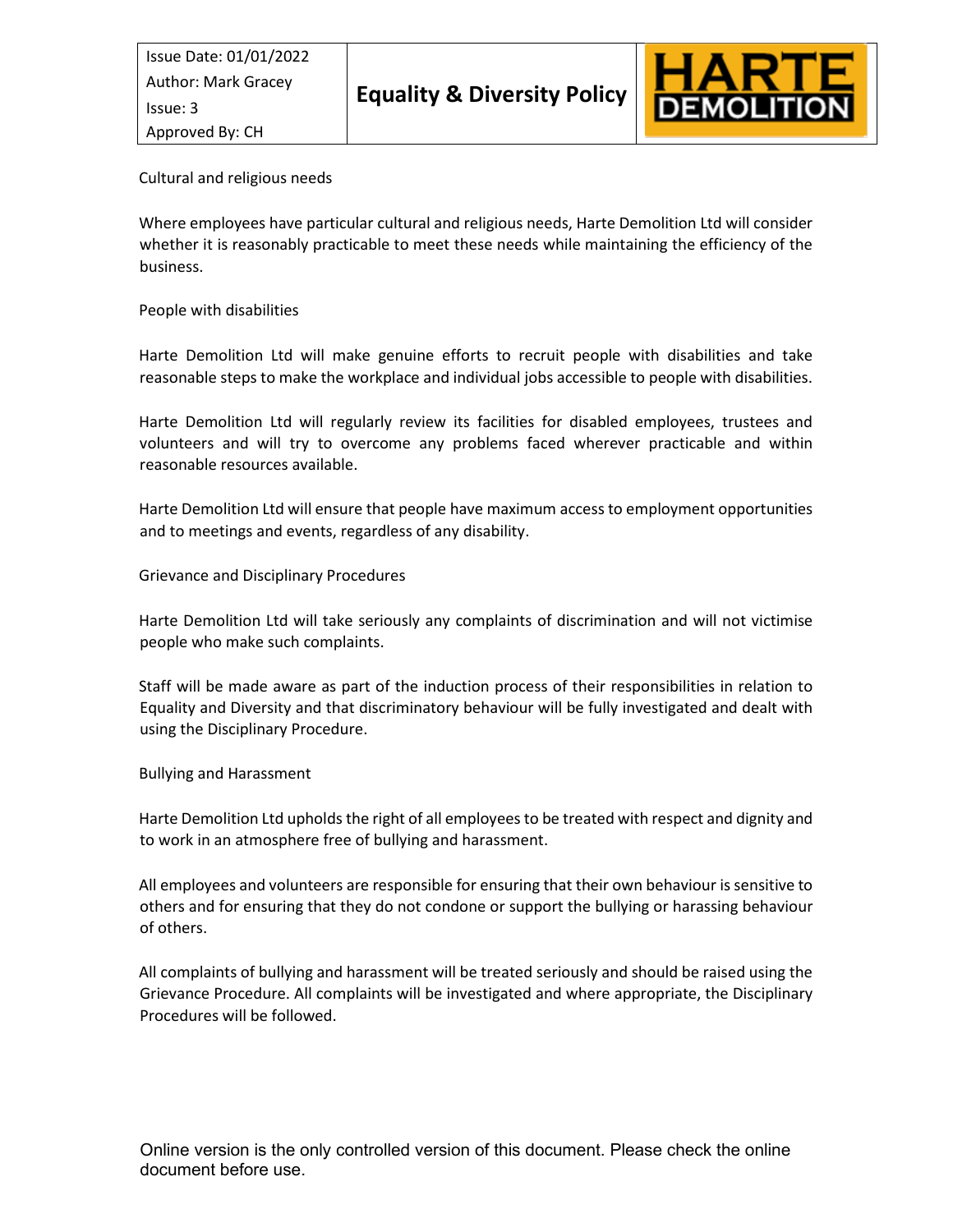Cultural and religious needs

Where employees have particular cultural and religious needs, Harte Demolition Ltd will consider whether it is reasonably practicable to meet these needs while maintaining the efficiency of the business.

People with disabilities

Harte Demolition Ltd will make genuine efforts to recruit people with disabilities and take reasonable steps to make the workplace and individual jobs accessible to people with disabilities.

Harte Demolition Ltd will regularly review its facilities for disabled employees, trustees and volunteers and will try to overcome any problems faced wherever practicable and within reasonable resources available.

Harte Demolition Ltd will ensure that people have maximum access to employment opportunities and to meetings and events, regardless of any disability.

Grievance and Disciplinary Procedures

Harte Demolition Ltd will take seriously any complaints of discrimination and will not victimise people who make such complaints.

Staff will be made aware as part of the induction process of their responsibilities in relation to Equality and Diversity and that discriminatory behaviour will be fully investigated and dealt with using the Disciplinary Procedure.

Bullying and Harassment

Harte Demolition Ltd upholds the right of all employees to be treated with respect and dignity and to work in an atmosphere free of bullying and harassment.

All employees and volunteers are responsible for ensuring that their own behaviour is sensitive to others and for ensuring that they do not condone or support the bullying or harassing behaviour of others.

All complaints of bullying and harassment will be treated seriously and should be raised using the Grievance Procedure. All complaints will be investigated and where appropriate, the Disciplinary Procedures will be followed.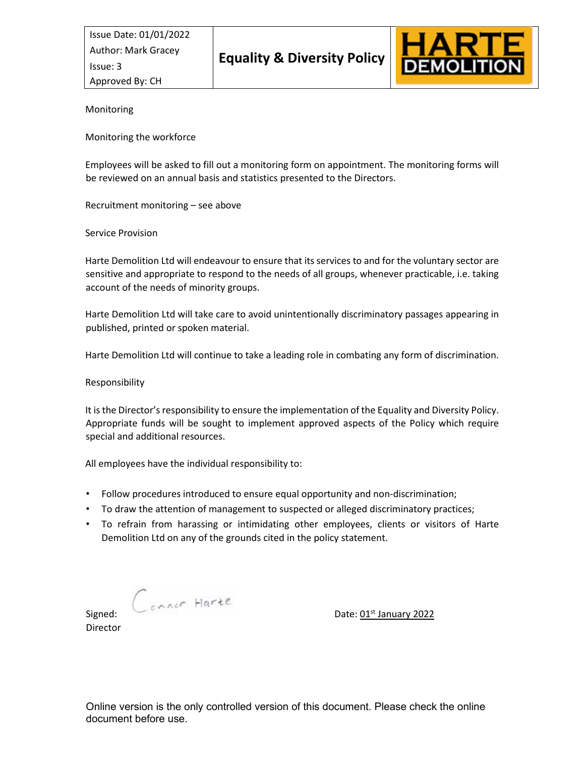## Monitoring

### Monitoring the workforce

Employees will be asked to fill out a monitoring form on appointment. The monitoring forms will be reviewed on an annual basis and statistics presented to the Directors.

Recruitment monitoring – see above

## Service Provision

Harte Demolition Ltd will endeavour to ensure that its services to and for the voluntary sector are sensitive and appropriate to respond to the needs of all groups, whenever practicable, i.e. taking account of the needs of minority groups.

Harte Demolition Ltd will take care to avoid unintentionally discriminatory passages appearing in published, printed or spoken material.

Harte Demolition Ltd will continue to take a leading role in combating any form of discrimination.

## Responsibility

It is the Director's responsibility to ensure the implementation of the Equality and Diversity Policy. Appropriate funds will be sought to implement approved aspects of the Policy which require special and additional resources.

All employees have the individual responsibility to:

- Follow procedures introduced to ensure equal opportunity and non-discrimination;
- To draw the attention of management to suspected or alleged discriminatory practices;
- To refrain from harassing or intimidating other employees, clients or visitors of Harte Demolition Ltd on any of the grounds cited in the policy statement.

Signed: Connor Harte
Director

Date: 01st January 2022

Online version is the only controlled version of this document. Please check the online document before use.